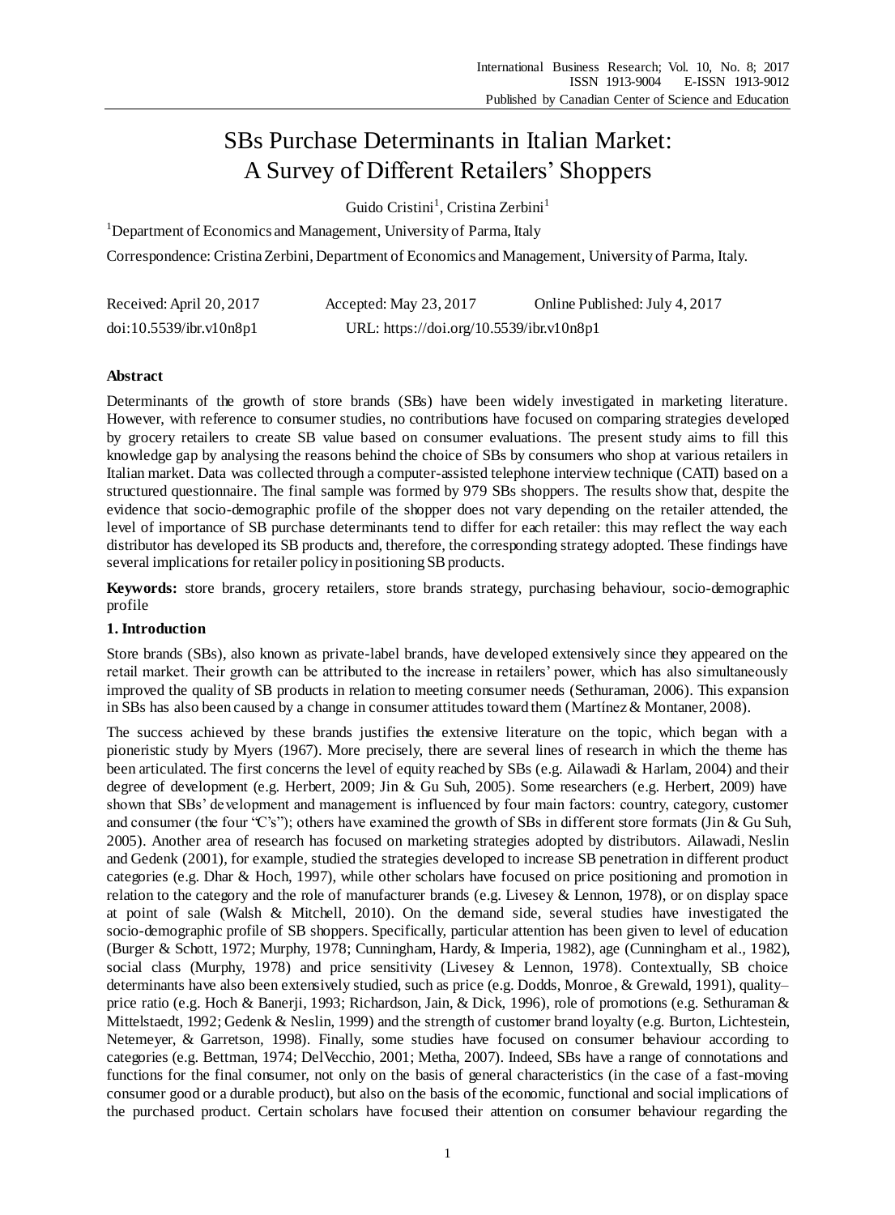# SBs Purchase Determinants in Italian Market: A Survey of Different Retailers' Shoppers

Guido Cristini[1], Cristina Zerbini[1]

[1]Department of Economics and Management, University of Parma, Italy

Correspondence: Cristina Zerbini, Department of Economics and Management, University of Parma, Italy.

Received: April 20, 2017 Accepted: May 23, 2017 Online Published: July 4, 2017

doi:10.5539/ibr.v10n8p1 URL: https://doi.org/10.5539/ibr.v10n8p1

## Abstract

Determinants of the growth of store brands (SBs) have been widely investigated in marketing literature. However, with reference to consumer studies, no contributions have focused on comparing strategies developed by grocery retailers to create SB value based on consumer evaluations. The present study aims to fill this knowledge gap by analysing the reasons behind the choice of SBs by consumers who shop at various retailers in Italian market. Data was collected through a computer-assisted telephone interview technique (CATI) based on a structured questionnaire. The final sample was formed by 979 SBs shoppers. The results show that, despite the evidence that socio-demographic profile of the shopper does not vary depending on the retailer attended, the level of importance of SB purchase determinants tend to differ for each retailer: this may reflect the way each distributor has developed its SB products and, therefore, the corresponding strategy adopted. These findings have several implications for retailer policy in positioning SB products.

**Keywords:** store brands, grocery retailers, store brands strategy, purchasing behaviour, socio-demographic profile

## 1. Introduction

Store brands (SBs), also known as private-label brands, have developed extensively since they appeared on the retail market. Their growth can be attributed to the increase in retailers' power, which has also simultaneously improved the quality of SB products in relation to meeting consumer needs (Sethuraman, 2006). This expansion in SBs has also been caused by a change in consumer attitudes toward them (Martínez & Montaner, 2008).

The success achieved by these brands justifies the extensive literature on the topic, which began with a pioneristic study by Myers (1967). More precisely, there are several lines of research in which the theme has been articulated. The first concerns the level of equity reached by SBs (e.g. Ailawadi & Harlam, 2004) and their degree of development (e.g. Herbert, 2009; Jin & Gu Suh, 2005). Some researchers (e.g. Herbert, 2009) have shown that SBs' development and management is influenced by four main factors: country, category, customer and consumer (the four "C's"); others have examined the growth of SBs in different store formats (Jin & Gu Suh, 2005). Another area of research has focused on marketing strategies adopted by distributors. Ailawadi, Neslin and Gedenk (2001), for example, studied the strategies developed to increase SB penetration in different product categories (e.g. Dhar & Hoch, 1997), while other scholars have focused on price positioning and promotion in relation to the category and the role of manufacturer brands (e.g. Livesey & Lennon, 1978), or on display space at point of sale (Walsh & Mitchell, 2010). On the demand side, several studies have investigated the socio-demographic profile of SB shoppers. Specifically, particular attention has been given to level of education (Burger & Schott, 1972; Murphy, 1978; Cunningham, Hardy, & Imperia, 1982), age (Cunningham et al., 1982), social class (Murphy, 1978) and price sensitivity (Livesey & Lennon, 1978). Contextually, SB choice determinants have also been extensively studied, such as price (e.g. Dodds, Monroe, & Grewald, 1991), quality–price ratio (e.g. Hoch & Banerji, 1993; Richardson, Jain, & Dick, 1996), role of promotions (e.g. Sethuraman & Mittelstaedt, 1992; Gedenk & Neslin, 1999) and the strength of customer brand loyalty (e.g. Burton, Lichtestein, Netemeyer, & Garretson, 1998). Finally, some studies have focused on consumer behaviour according to categories (e.g. Bettman, 1974; DelVecchio, 2001; Metha, 2007). Indeed, SBs have a range of connotations and functions for the final consumer, not only on the basis of general characteristics (in the case of a fast-moving consumer good or a durable product), but also on the basis of the economic, functional and social implications of the purchased product. Certain scholars have focused their attention on consumer behaviour regarding the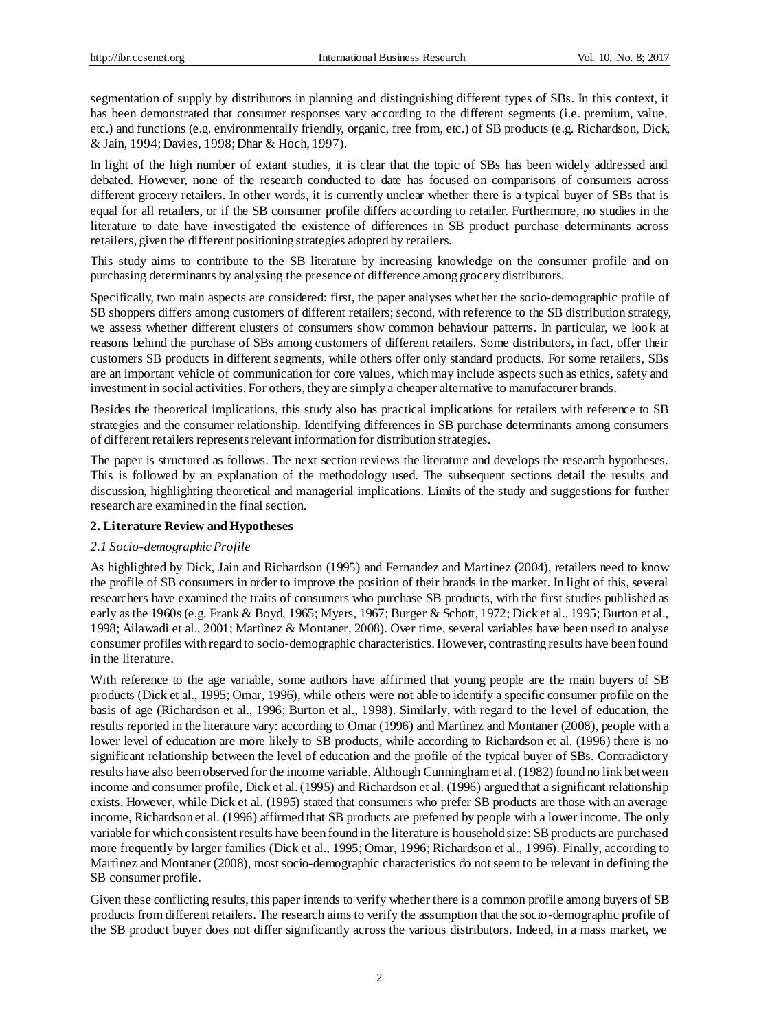segmentation of supply by distributors in planning and distinguishing different types of SBs. In this context, it has been demonstrated that consumer responses vary according to the different segments (i.e. premium, value, etc.) and functions (e.g. environmentally friendly, organic, free from, etc.) of SB products (e.g. Richardson, Dick, & Jain, 1994; Davies, 1998; Dhar & Hoch, 1997).

In light of the high number of extant studies, it is clear that the topic of SBs has been widely addressed and debated. However, none of the research conducted to date has focused on comparisons of consumers across different grocery retailers. In other words, it is currently unclear whether there is a typical buyer of SBs that is equal for all retailers, or if the SB consumer profile differs according to retailer. Furthermore, no studies in the literature to date have investigated the existence of differences in SB product purchase determinants across retailers, given the different positioning strategies adopted by retailers.

This study aims to contribute to the SB literature by increasing knowledge on the consumer profile and on purchasing determinants by analysing the presence of difference among grocery distributors.

Specifically, two main aspects are considered: first, the paper analyses whether the socio-demographic profile of SB shoppers differs among customers of different retailers; second, with reference to the SB distribution strategy, we assess whether different clusters of consumers show common behaviour patterns. In particular, we look at reasons behind the purchase of SBs among customers of different retailers. Some distributors, in fact, offer their customers SB products in different segments, while others offer only standard products. For some retailers, SBs are an important vehicle of communication for core values, which may include aspects such as ethics, safety and investment in social activities. For others, they are simply a cheaper alternative to manufacturer brands.

Besides the theoretical implications, this study also has practical implications for retailers with reference to SB strategies and the consumer relationship. Identifying differences in SB purchase determinants among consumers of different retailers represents relevant information for distribution strategies.

The paper is structured as follows. The next section reviews the literature and develops the research hypotheses. This is followed by an explanation of the methodology used. The subsequent sections detail the results and discussion, highlighting theoretical and managerial implications. Limits of the study and suggestions for further research are examined in the final section.

## 2. Literature Review and Hypotheses

### *2.1 Socio-demographic Profile*

As highlighted by Dick, Jain and Richardson (1995) and Fernandez and Martinez (2004), retailers need to know the profile of SB consumers in order to improve the position of their brands in the market. In light of this, several researchers have examined the traits of consumers who purchase SB products, with the first studies published as early as the 1960s (e.g. Frank & Boyd, 1965; Myers, 1967; Burger & Schott, 1972; Dick et al., 1995; Burton et al., 1998; Ailawadi et al., 2001; Martìnez & Montaner, 2008). Over time, several variables have been used to analyse consumer profiles with regard to socio-demographic characteristics. However, contrasting results have been found in the literature.

With reference to the age variable, some authors have affirmed that young people are the main buyers of SB products (Dick et al., 1995; Omar, 1996), while others were not able to identify a specific consumer profile on the basis of age (Richardson et al., 1996; Burton et al., 1998). Similarly, with regard to the level of education, the results reported in the literature vary: according to Omar (1996) and Martìnez and Montaner (2008), people with a lower level of education are more likely to SB products, while according to Richardson et al. (1996) there is no significant relationship between the level of education and the profile of the typical buyer of SBs. Contradictory results have also been observed for the income variable. Although Cunningham et al. (1982) found no link between income and consumer profile, Dick et al. (1995) and Richardson et al. (1996) argued that a significant relationship exists. However, while Dick et al. (1995) stated that consumers who prefer SB products are those with an average income, Richardson et al. (1996) affirmed that SB products are preferred by people with a lower income. The only variable for which consistent results have been found in the literature is household size: SB products are purchased more frequently by larger families (Dick et al., 1995; Omar, 1996; Richardson et al., 1996). Finally, according to Martìnez and Montaner (2008), most socio-demographic characteristics do not seem to be relevant in defining the SB consumer profile.

Given these conflicting results, this paper intends to verify whether there is a common profile among buyers of SB products from different retailers. The research aims to verify the assumption that the socio-demographic profile of the SB product buyer does not differ significantly across the various distributors. Indeed, in a mass market, we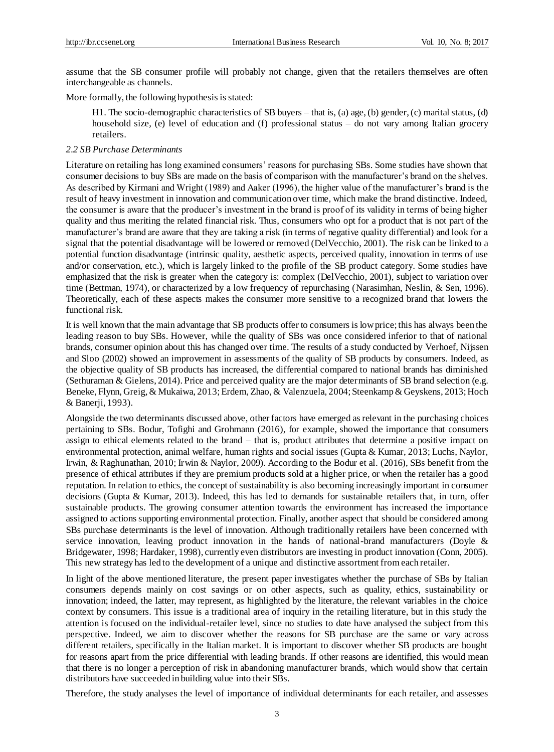assume that the SB consumer profile will probably not change, given that the retailers themselves are often interchangeable as channels.

More formally, the following hypothesis is stated:

> H1. The socio-demographic characteristics of SB buyers – that is, (a) age, (b) gender, (c) marital status, (d) household size, (e) level of education and (f) professional status – do not vary among Italian grocery retailers.

### *2.2 SB Purchase Determinants*

Literature on retailing has long examined consumers' reasons for purchasing SBs. Some studies have shown that consumer decisions to buy SBs are made on the basis of comparison with the manufacturer's brand on the shelves. As described by Kirmani and Wright (1989) and Aaker (1996), the higher value of the manufacturer's brand is the result of heavy investment in innovation and communication over time, which make the brand distinctive. Indeed, the consumer is aware that the producer's investment in the brand is proof of its validity in terms of being higher quality and thus meriting the related financial risk. Thus, consumers who opt for a product that is not part of the manufacturer's brand are aware that they are taking a risk (in terms of negative quality differential) and look for a signal that the potential disadvantage will be lowered or removed (DelVecchio, 2001). The risk can be linked to a potential function disadvantage (intrinsic quality, aesthetic aspects, perceived quality, innovation in terms of use and/or conservation, etc.), which is largely linked to the profile of the SB product category. Some studies have emphasized that the risk is greater when the category is: complex (DelVecchio, 2001), subject to variation over time (Bettman, 1974), or characterized by a low frequency of repurchasing (Narasimhan, Neslin, & Sen, 1996). Theoretically, each of these aspects makes the consumer more sensitive to a recognized brand that lowers the functional risk.

It is well known that the main advantage that SB products offer to consumers is low price; this has always been the leading reason to buy SBs. However, while the quality of SBs was once considered inferior to that of national brands, consumer opinion about this has changed over time. The results of a study conducted by Verhoef, Nijssen and Sloo (2002) showed an improvement in assessments of the quality of SB products by consumers. Indeed, as the objective quality of SB products has increased, the differential compared to national brands has diminished (Sethuraman & Gielens, 2014). Price and perceived quality are the major determinants of SB brand selection (e.g. Beneke, Flynn, Greig, & Mukaiwa, 2013; Erdem, Zhao, & Valenzuela, 2004; Steenkamp & Geyskens, 2013; Hoch & Banerji, 1993).

Alongside the two determinants discussed above, other factors have emerged as relevant in the purchasing choices pertaining to SBs. Bodur, Tofighi and Grohmann (2016), for example, showed the importance that consumers assign to ethical elements related to the brand – that is, product attributes that determine a positive impact on environmental protection, animal welfare, human rights and social issues (Gupta & Kumar, 2013; Luchs, Naylor, Irwin, & Raghunathan, 2010; Irwin & Naylor, 2009). According to the Bodur et al. (2016), SBs benefit from the presence of ethical attributes if they are premium products sold at a higher price, or when the retailer has a good reputation. In relation to ethics, the concept of sustainability is also becoming increasingly important in consumer decisions (Gupta & Kumar, 2013). Indeed, this has led to demands for sustainable retailers that, in turn, offer sustainable products. The growing consumer attention towards the environment has increased the importance assigned to actions supporting environmental protection. Finally, another aspect that should be considered among SBs purchase determinants is the level of innovation. Although traditionally retailers have been concerned with service innovation, leaving product innovation in the hands of national-brand manufacturers (Doyle & Bridgewater, 1998; Hardaker, 1998), currently even distributors are investing in product innovation (Conn, 2005). This new strategy has led to the development of a unique and distinctive assortment from each retailer.

In light of the above mentioned literature, the present paper investigates whether the purchase of SBs by Italian consumers depends mainly on cost savings or on other aspects, such as quality, ethics, sustainability or innovation; indeed, the latter, may represent, as highlighted by the literature, the relevant variables in the choice context by consumers. This issue is a traditional area of inquiry in the retailing literature, but in this study the attention is focused on the individual-retailer level, since no studies to date have analysed the subject from this perspective. Indeed, we aim to discover whether the reasons for SB purchase are the same or vary across different retailers, specifically in the Italian market. It is important to discover whether SB products are bought for reasons apart from the price differential with leading brands. If other reasons are identified, this would mean that there is no longer a perception of risk in abandoning manufacturer brands, which would show that certain distributors have succeeded in building value into their SBs.

Therefore, the study analyses the level of importance of individual determinants for each retailer, and assesses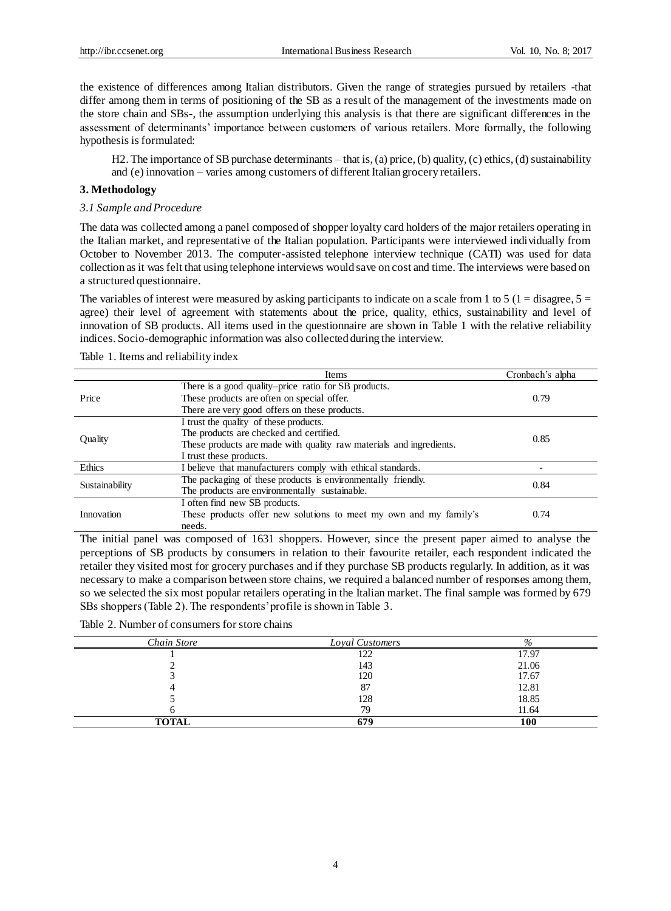the existence of differences among Italian distributors. Given the range of strategies pursued by retailers -that differ among them in terms of positioning of the SB as a result of the management of the investments made on the store chain and SBs-, the assumption underlying this analysis is that there are significant differences in the assessment of determinants' importance between customers of various retailers. More formally, the following hypothesis is formulated:

> H2. The importance of SB purchase determinants – that is, (a) price, (b) quality, (c) ethics, (d) sustainability and (e) innovation – varies among customers of different Italian grocery retailers.

## 3. Methodology

### 3.1 Sample and Procedure

The data was collected among a panel composed of shopper loyalty card holders of the major retailers operating in the Italian market, and representative of the Italian population. Participants were interviewed individually from October to November 2013. The computer-assisted telephone interview technique (CATI) was used for data collection as it was felt that using telephone interviews would save on cost and time. The interviews were based on a structured questionnaire.

The variables of interest were measured by asking participants to indicate on a scale from 1 to 5 (1 = disagree, 5 = agree) their level of agreement with statements about the price, quality, ethics, sustainability and level of innovation of SB products. All items used in the questionnaire are shown in Table 1 with the relative reliability indices. Socio-demographic information was also collected during the interview.

Table 1. Items and reliability index

| | Items | Cronbach's alpha |
|---|---|---|
| Price | There is a good quality–price ratio for SB products.<br>These products are often on special offer.<br>There are very good offers on these products. | 0.79 |
| Quality | I trust the quality of these products.<br>The products are checked and certified.<br>These products are made with quality raw materials and ingredients.<br>I trust these products. | 0.85 |
| Ethics | I believe that manufacturers comply with ethical standards. | - |
| Sustainability | The packaging of these products is environmentally friendly.<br>The products are environmentally sustainable. | 0.84 |
| Innovation | I often find new SB products.<br>These products offer new solutions to meet my own and my family's needs. | 0.74 |

The initial panel was composed of 1631 shoppers. However, since the present paper aimed to analyse the perceptions of SB products by consumers in relation to their favourite retailer, each respondent indicated the retailer they visited most for grocery purchases and if they purchase SB products regularly. In addition, as it was necessary to make a comparison between store chains, we required a balanced number of responses among them, so we selected the six most popular retailers operating in the Italian market. The final sample was formed by 679 SBs shoppers (Table 2). The respondents' profile is shown in Table 3.

Table 2. Number of consumers for store chains

| *Chain Store* | *Loyal Customers* | *%* |
|---|---|---|
| 1 | 122 | 17.97 |
| 2 | 143 | 21.06 |
| 3 | 120 | 17.67 |
| 4 | 87 | 12.81 |
| 5 | 128 | 18.85 |
| 6 | 79 | 11.64 |
| **TOTAL** | **679** | **100** |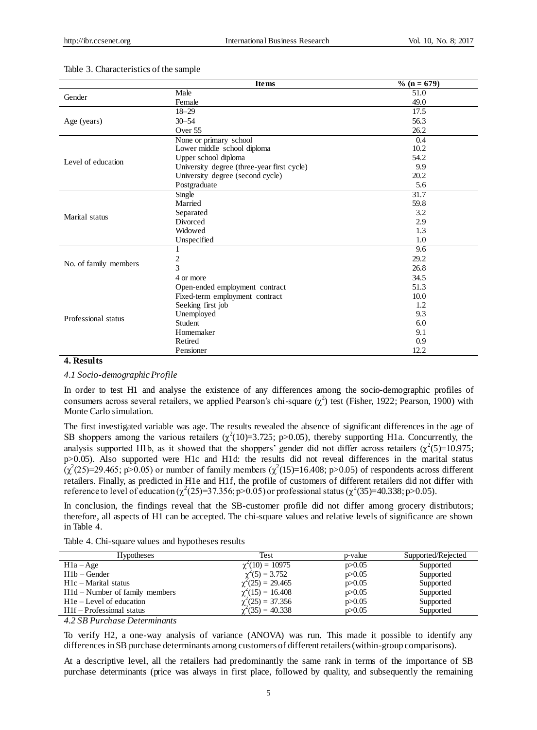Table 3. Characteristics of the sample

| | Items | % (n = 679) |
|---|---|---|
| Gender | Male | 51.0 |
| | Female | 49.0 |
| Age (years) | 18–29 | 17.5 |
| | 30–54 | 56.3 |
| | Over 55 | 26.2 |
| Level of education | None or primary school | 0.4 |
| | Lower middle school diploma | 10.2 |
| | Upper school diploma | 54.2 |
| | University degree (three-year first cycle) | 9.9 |
| | University degree (second cycle) | 20.2 |
| | Postgraduate | 5.6 |
| Marital status | Single | 31.7 |
| | Married | 59.8 |
| | Separated | 3.2 |
| | Divorced | 2.9 |
| | Widowed | 1.3 |
| | Unspecified | 1.0 |
| No. of family members | 1 | 9.6 |
| | 2 | 29.2 |
| | 3 | 26.8 |
| | 4 or more | 34.5 |
| Professional status | Open-ended employment contract | 51.3 |
| | Fixed-term employment contract | 10.0 |
| | Seeking first job | 1.2 |
| | Unemployed | 9.3 |
| | Student | 6.0 |
| | Homemaker | 9.1 |
| | Retired | 0.9 |
| | Pensioner | 12.2 |

## 4. Results

### *4.1 Socio-demographic Profile*

In order to test H1 and analyse the existence of any differences among the socio-demographic profiles of consumers across several retailers, we applied Pearson's chi-square ($\chi^2$) test (Fisher, 1922; Pearson, 1900) with Monte Carlo simulation.

The first investigated variable was age. The results revealed the absence of significant differences in the age of SB shoppers among the various retailers ($\chi^2(10)=3.725$; $p>0.05$), thereby supporting H1a. Concurrently, the analysis supported H1b, as it showed that the shoppers' gender did not differ across retailers ($\chi^2(5)=10.975$; $p>0.05$). Also supported were H1c and H1d: the results did not reveal differences in the marital status ($\chi^2(25)=29.465$; $p>0.05$) or number of family members ($\chi^2(15)=16.408$; $p>0.05$) of respondents across different retailers. Finally, as predicted in H1e and H1f, the profile of customers of different retailers did not differ with reference to level of education ($\chi^2(25)=37.356$; $p>0.05$) or professional status ($\chi^2(35)=40.338$; $p>0.05$).

In conclusion, the findings reveal that the SB-customer profile did not differ among grocery distributors; therefore, all aspects of H1 can be accepted. The chi-square values and relative levels of significance are shown in Table 4.

Table 4. Chi-square values and hypotheses results

| Hypotheses | Test | p-value | Supported/Rejected |
|---|---|---|---|
| H1a – Age | $\chi^2(10) = 10975$ | $p>0.05$ | Supported |
| H1b – Gender | $\chi^2(5) = 3.752$ | $p>0.05$ | Supported |
| H1c – Marital status | $\chi^2(25) = 29.465$ | $p>0.05$ | Supported |
| H1d – Number of family members | $\chi^2(15) = 16.408$ | $p>0.05$ | Supported |
| H1e – Level of education | $\chi^2(25) = 37.356$ | $p>0.05$ | Supported |
| H1f – Professional status | $\chi^2(35) = 40.338$ | $p>0.05$ | Supported |

### *4.2 SB Purchase Determinants*

To verify H2, a one-way analysis of variance (ANOVA) was run. This made it possible to identify any differences in SB purchase determinants among customers of different retailers (within-group comparisons).

At a descriptive level, all the retailers had predominantly the same rank in terms of the importance of SB purchase determinants (price was always in first place, followed by quality, and subsequently the remaining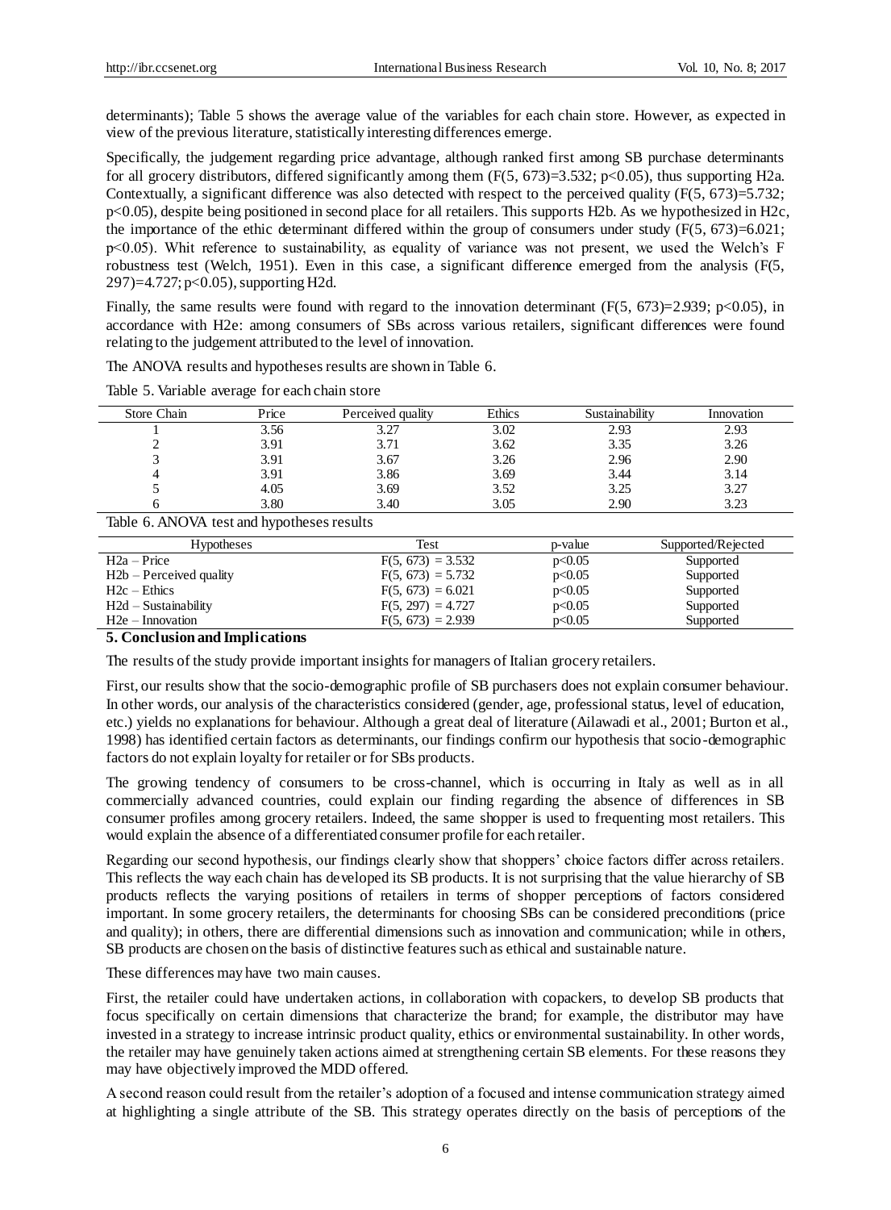determinants); Table 5 shows the average value of the variables for each chain store. However, as expected in view of the previous literature, statistically interesting differences emerge.

Specifically, the judgement regarding price advantage, although ranked first among SB purchase determinants for all grocery distributors, differed significantly among them ($F(5, 673)=3.532$; $p<0.05$), thus supporting H2a. Contextually, a significant difference was also detected with respect to the perceived quality ($F(5, 673)=5.732$; $p<0.05$), despite being positioned in second place for all retailers. This supports H2b. As we hypothesized in H2c, the importance of the ethic determinant differed within the group of consumers under study ($F(5, 673)=6.021$; $p<0.05$). Whit reference to sustainability, as equality of variance was not present, we used the Welch's F robustness test (Welch, 1951). Even in this case, a significant difference emerged from the analysis ($F(5, 297)=4.727$; $p<0.05$), supporting H2d.

Finally, the same results were found with regard to the innovation determinant ($F(5, 673)=2.939$; $p<0.05$), in accordance with H2e: among consumers of SBs across various retailers, significant differences were found relating to the judgement attributed to the level of innovation.

The ANOVA results and hypotheses results are shown in Table 6.

Table 5. Variable average for each chain store

| Store Chain | Price | Perceived quality | Ethics | Sustainability | Innovation |
|---|---|---|---|---|---|
| 1 | 3.56 | 3.27 | 3.02 | 2.93 | 2.93 |
| 2 | 3.91 | 3.71 | 3.62 | 3.35 | 3.26 |
| 3 | 3.91 | 3.67 | 3.26 | 2.96 | 2.90 |
| 4 | 3.91 | 3.86 | 3.69 | 3.44 | 3.14 |
| 5 | 4.05 | 3.69 | 3.52 | 3.25 | 3.27 |
| 6 | 3.80 | 3.40 | 3.05 | 2.90 | 3.23 |

Table 6. ANOVA test and hypotheses results

| Hypotheses | Test | p-value | Supported/Rejected |
|---|---|---|---|
| H2a – Price | $F(5, 673) = 3.532$ | $p<0.05$ | Supported |
| H2b – Perceived quality | $F(5, 673) = 5.732$ | $p<0.05$ | Supported |
| H2c – Ethics | $F(5, 673) = 6.021$ | $p<0.05$ | Supported |
| H2d – Sustainability | $F(5, 297) = 4.727$ | $p<0.05$ | Supported |
| H2e – Innovation | $F(5, 673) = 2.939$ | $p<0.05$ | Supported |

## 5. Conclusion and Implications

The results of the study provide important insights for managers of Italian grocery retailers.

First, our results show that the socio-demographic profile of SB purchasers does not explain consumer behaviour. In other words, our analysis of the characteristics considered (gender, age, professional status, level of education, etc.) yields no explanations for behaviour. Although a great deal of literature (Ailawadi et al., 2001; Burton et al., 1998) has identified certain factors as determinants, our findings confirm our hypothesis that socio-demographic factors do not explain loyalty for retailer or for SBs products.

The growing tendency of consumers to be cross-channel, which is occurring in Italy as well as in all commercially advanced countries, could explain our finding regarding the absence of differences in SB consumer profiles among grocery retailers. Indeed, the same shopper is used to frequenting most retailers. This would explain the absence of a differentiated consumer profile for each retailer.

Regarding our second hypothesis, our findings clearly show that shoppers' choice factors differ across retailers. This reflects the way each chain has developed its SB products. It is not surprising that the value hierarchy of SB products reflects the varying positions of retailers in terms of shopper perceptions of factors considered important. In some grocery retailers, the determinants for choosing SBs can be considered preconditions (price and quality); in others, there are differential dimensions such as innovation and communication; while in others, SB products are chosen on the basis of distinctive features such as ethical and sustainable nature.

These differences may have two main causes.

First, the retailer could have undertaken actions, in collaboration with copackers, to develop SB products that focus specifically on certain dimensions that characterize the brand; for example, the distributor may have invested in a strategy to increase intrinsic product quality, ethics or environmental sustainability. In other words, the retailer may have genuinely taken actions aimed at strengthening certain SB elements. For these reasons they may have objectively improved the MDD offered.

A second reason could result from the retailer's adoption of a focused and intense communication strategy aimed at highlighting a single attribute of the SB. This strategy operates directly on the basis of perceptions of the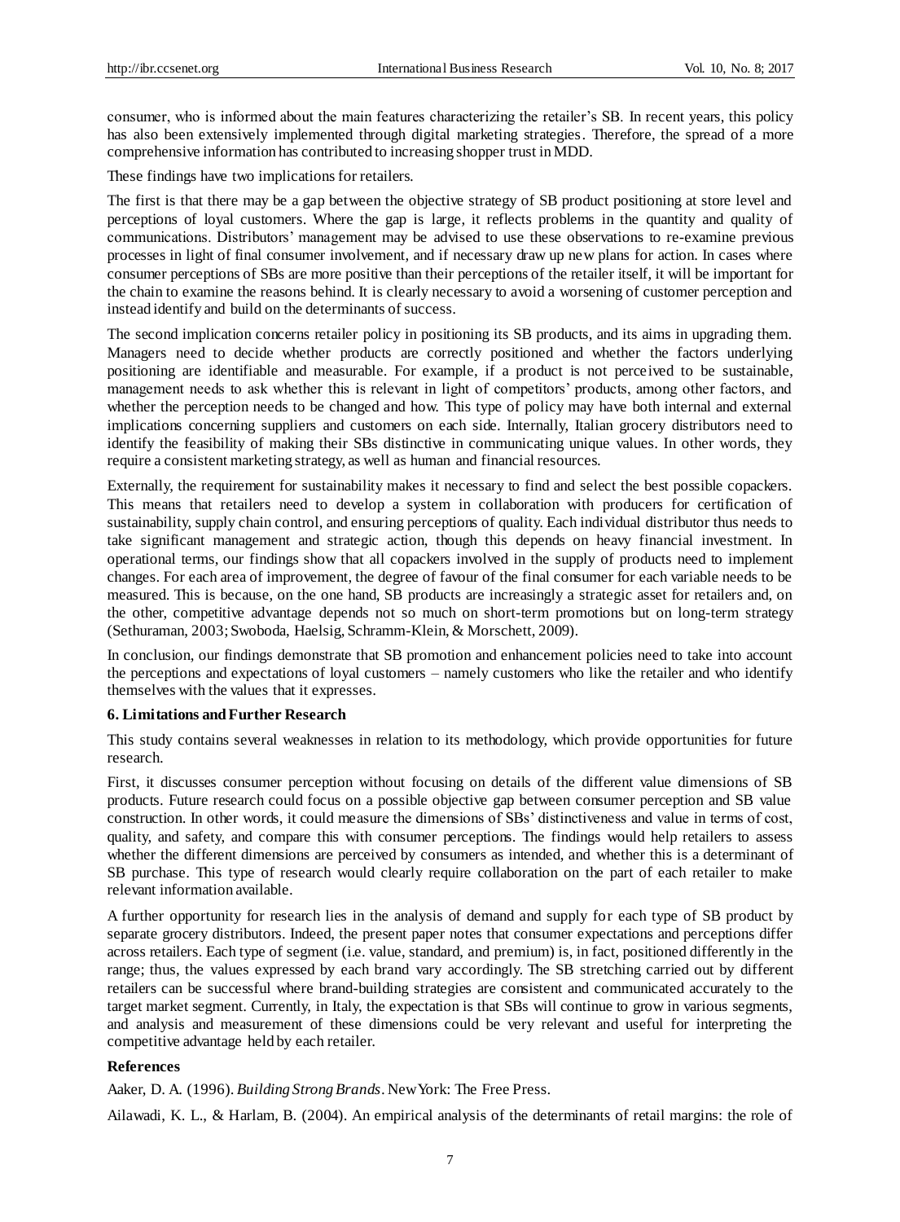consumer, who is informed about the main features characterizing the retailer's SB. In recent years, this policy has also been extensively implemented through digital marketing strategies. Therefore, the spread of a more comprehensive information has contributed to increasing shopper trust in MDD.

These findings have two implications for retailers.

The first is that there may be a gap between the objective strategy of SB product positioning at store level and perceptions of loyal customers. Where the gap is large, it reflects problems in the quantity and quality of communications. Distributors' management may be advised to use these observations to re-examine previous processes in light of final consumer involvement, and if necessary draw up new plans for action. In cases where consumer perceptions of SBs are more positive than their perceptions of the retailer itself, it will be important for the chain to examine the reasons behind. It is clearly necessary to avoid a worsening of customer perception and instead identify and build on the determinants of success.

The second implication concerns retailer policy in positioning its SB products, and its aims in upgrading them. Managers need to decide whether products are correctly positioned and whether the factors underlying positioning are identifiable and measurable. For example, if a product is not perceived to be sustainable, management needs to ask whether this is relevant in light of competitors' products, among other factors, and whether the perception needs to be changed and how. This type of policy may have both internal and external implications concerning suppliers and customers on each side. Internally, Italian grocery distributors need to identify the feasibility of making their SBs distinctive in communicating unique values. In other words, they require a consistent marketing strategy, as well as human and financial resources.

Externally, the requirement for sustainability makes it necessary to find and select the best possible copackers. This means that retailers need to develop a system in collaboration with producers for certification of sustainability, supply chain control, and ensuring perceptions of quality. Each individual distributor thus needs to take significant management and strategic action, though this depends on heavy financial investment. In operational terms, our findings show that all copackers involved in the supply of products need to implement changes. For each area of improvement, the degree of favour of the final consumer for each variable needs to be measured. This is because, on the one hand, SB products are increasingly a strategic asset for retailers and, on the other, competitive advantage depends not so much on short-term promotions but on long-term strategy (Sethuraman, 2003; Swoboda, Haelsig, Schramm-Klein, & Morschett, 2009).

In conclusion, our findings demonstrate that SB promotion and enhancement policies need to take into account the perceptions and expectations of loyal customers – namely customers who like the retailer and who identify themselves with the values that it expresses.

## 6. Limitations and Further Research

This study contains several weaknesses in relation to its methodology, which provide opportunities for future research.

First, it discusses consumer perception without focusing on details of the different value dimensions of SB products. Future research could focus on a possible objective gap between consumer perception and SB value construction. In other words, it could measure the dimensions of SBs' distinctiveness and value in terms of cost, quality, and safety, and compare this with consumer perceptions. The findings would help retailers to assess whether the different dimensions are perceived by consumers as intended, and whether this is a determinant of SB purchase. This type of research would clearly require collaboration on the part of each retailer to make relevant information available.

A further opportunity for research lies in the analysis of demand and supply for each type of SB product by separate grocery distributors. Indeed, the present paper notes that consumer expectations and perceptions differ across retailers. Each type of segment (i.e. value, standard, and premium) is, in fact, positioned differently in the range; thus, the values expressed by each brand vary accordingly. The SB stretching carried out by different retailers can be successful where brand-building strategies are consistent and communicated accurately to the target market segment. Currently, in Italy, the expectation is that SBs will continue to grow in various segments, and analysis and measurement of these dimensions could be very relevant and useful for interpreting the competitive advantage held by each retailer.

## References

Aaker, D. A. (1996). *Building Strong Brands*. New York: The Free Press.

Ailawadi, K. L., & Harlam, B. (2004). An empirical analysis of the determinants of retail margins: the role of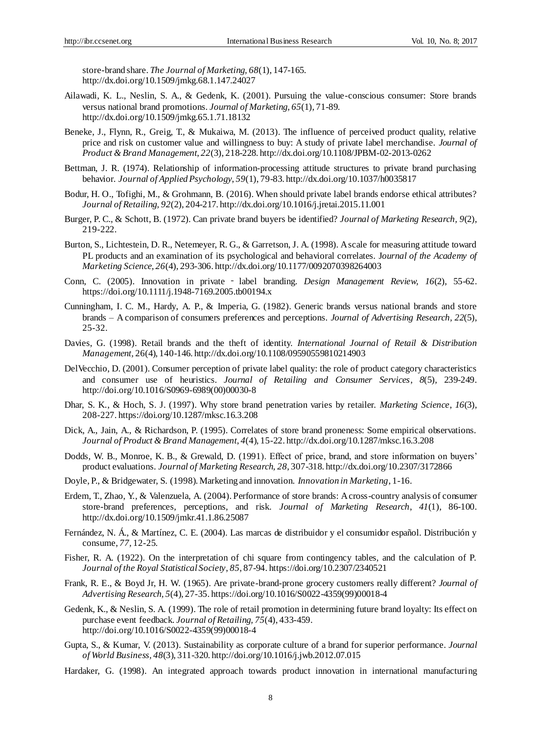store-brand share. *The Journal of Marketing, 68*(1), 147-165. http://dx.doi.org/10.1509/jmkg.68.1.147.24027

Ailawadi, K. L., Neslin, S. A., & Gedenk, K. (2001). Pursuing the value-conscious consumer: Store brands versus national brand promotions. *Journal of Marketing, 65*(1), 71-89. http://dx.doi.org/10.1509/jmkg.65.1.71.18132

Beneke, J., Flynn, R., Greig, T., & Mukaiwa, M. (2013). The influence of perceived product quality, relative price and risk on customer value and willingness to buy: A study of private label merchandise. *Journal of Product & Brand Management, 22*(3), 218-228. http://dx.doi.org/10.1108/JPBM-02-2013-0262

Bettman, J. R. (1974). Relationship of information-processing attitude structures to private brand purchasing behavior. *Journal of Applied Psychology, 59*(1), 79-83. http://dx.doi.org/10.1037/h0035817

Bodur, H. O., Tofighi, M., & Grohmann, B. (2016). When should private label brands endorse ethical attributes? *Journal of Retailing, 92*(2), 204-217. http://dx.doi.org/10.1016/j.jretai.2015.11.001

Burger, P. C., & Schott, B. (1972). Can private brand buyers be identified? *Journal of Marketing Research, 9*(2), 219-222.

Burton, S., Lichtestein, D. R., Netemeyer, R. G., & Garretson, J. A. (1998). A scale for measuring attitude toward PL products and an examination of its psychological and behavioral correlates. J*ournal of the Academy of Marketing Science, 26*(4), 293-306. http://dx.doi.org/10.1177/0092070398264003

Conn, C. (2005). Innovation in private‐label branding. *Design Management Review, 16*(2), 55-62. https://doi.org/10.1111/j.1948-7169.2005.tb00194.x

Cunningham, I. C. M., Hardy, A. P., & Imperia, G. (1982). Generic brands versus national brands and store brands – A comparison of consumers preferences and perceptions. *Journal of Advertising Research, 22*(5), 25-32.

Davies, G. (1998). Retail brands and the theft of identity. *International Journal of Retail & Distribution Management,* 26(4), 140-146. http://dx.doi.org/10.1108/09590559810214903

DelVecchio, D. (2001). Consumer perception of private label quality: the role of product category characteristics and consumer use of heuristics. *Journal of Retailing and Consumer Services, 8*(5), 239-249. http://doi.org/10.1016/S0969-6989(00)00030-8

Dhar, S. K., & Hoch, S. J. (1997). Why store brand penetration varies by retailer. *Marketing Science, 16*(3), 208-227. https://doi.org/10.1287/mksc.16.3.208

Dick, A., Jain, A., & Richardson, P. (1995). Correlates of store brand proneness: Some empirical observations. *Journal of Product & Brand Management, 4*(4), 15-22. http://dx.doi.org/10.1287/mksc.16.3.208

Dodds, W. B., Monroe, K. B., & Grewald, D. (1991). Effect of price, brand, and store information on buyers' product evaluations. *Journal of Marketing Research, 28,* 307-318. http://dx.doi.org/10.2307/3172866

Doyle, P., & Bridgewater, S. (1998). Marketing and innovation. *Innovation in Marketing*, 1-16.

Erdem, T., Zhao, Y., & Valenzuela, A. (2004). Performance of store brands: A cross-country analysis of consumer store-brand preferences, perceptions, and risk. *Journal of Marketing Research, 41*(1), 86-100. http://dx.doi.org/10.1509/jmkr.41.1.86.25087

Fernández, N. Á., & Martínez, C. E. (2004). Las marcas de distribuidor y el consumidor español. Distribución y consume, *77*, 12-25.

Fisher, R. A. (1922). On the interpretation of chi square from contingency tables, and the calculation of P. *Journal of the Royal Statistical Society, 85,* 87-94. https://doi.org/10.2307/2340521

Frank, R. E., & Boyd Jr, H. W. (1965). Are private-brand-prone grocery customers really different? *Journal of Advertising Research, 5*(4), 27-35. https://doi.org/10.1016/S0022-4359(99)00018-4

Gedenk, K., & Neslin, S. A. (1999). The role of retail promotion in determining future brand loyalty: Its effect on purchase event feedback. *Journal of Retailing, 75*(4), 433-459. http://doi.org/10.1016/S0022-4359(99)00018-4

Gupta, S., & Kumar, V. (2013). Sustainability as corporate culture of a brand for superior performance. *Journal of World Business, 48*(3), 311-320. http://doi.org/10.1016/j.jwb.2012.07.015

Hardaker, G. (1998). An integrated approach towards product innovation in international manufacturing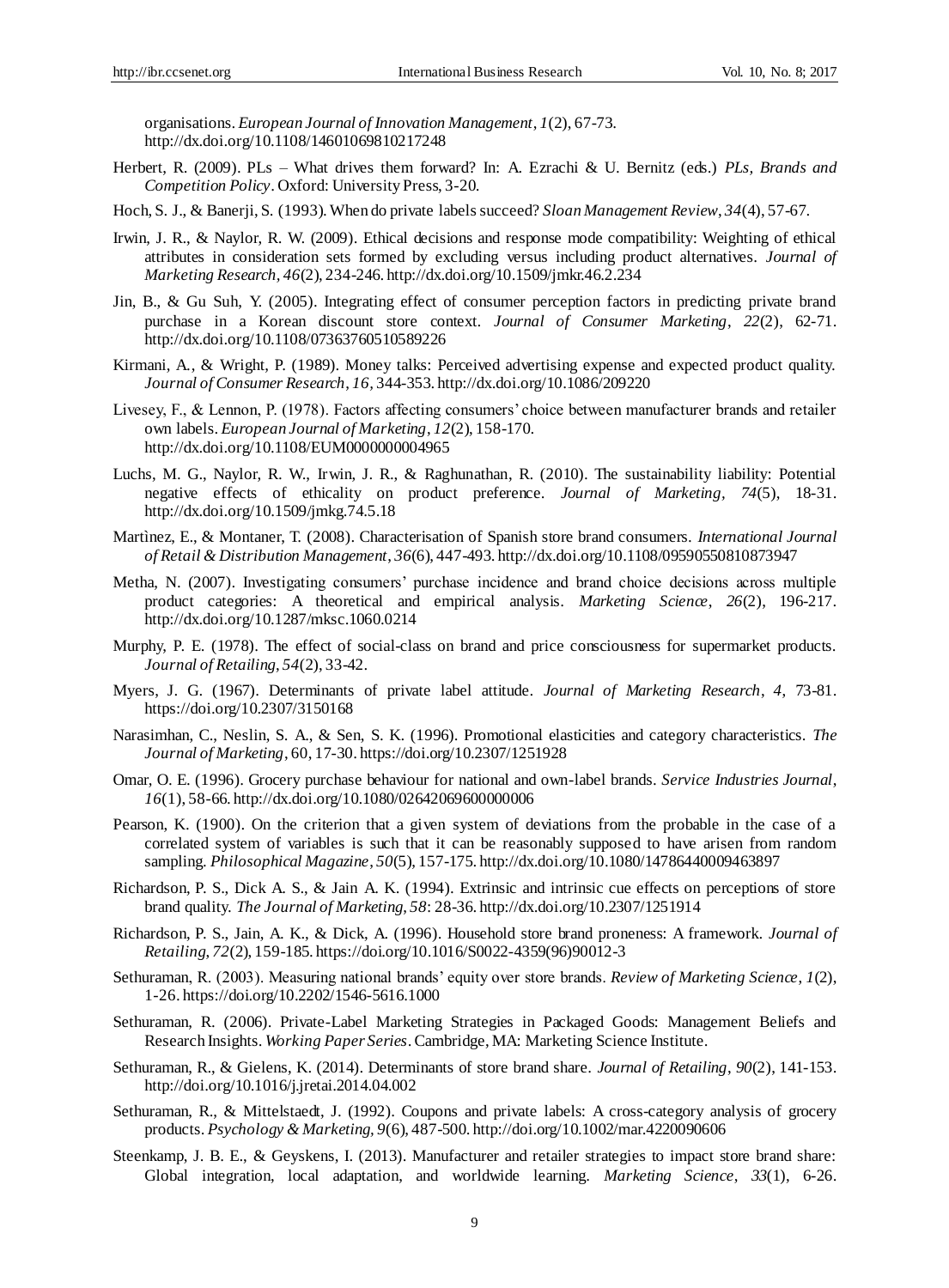organisations. *European Journal of Innovation Management*, *1*(2), 67-73. http://dx.doi.org/10.1108/14601069810217248

Herbert, R. (2009). PLs – What drives them forward? In: A. Ezrachi & U. Bernitz (eds.) *PLs, Brands and Competition Policy*. Oxford: University Press, 3-20.

Hoch, S. J., & Banerji, S. (1993). When do private labels succeed? *Sloan Management Review*, *34*(4), 57-67.

Irwin, J. R., & Naylor, R. W. (2009). Ethical decisions and response mode compatibility: Weighting of ethical attributes in consideration sets formed by excluding versus including product alternatives. *Journal of Marketing Research*, *46*(2), 234-246. http://dx.doi.org/10.1509/jmkr.46.2.234

Jin, B., & Gu Suh, Y. (2005). Integrating effect of consumer perception factors in predicting private brand purchase in a Korean discount store context. *Journal of Consumer Marketing*, *22*(2), 62-71. http://dx.doi.org/10.1108/07363760510589226

Kirmani, A., & Wright, P. (1989). Money talks: Perceived advertising expense and expected product quality. *Journal of Consumer Research*, *16*, 344-353. http://dx.doi.org/10.1086/209220

Livesey, F., & Lennon, P. (1978). Factors affecting consumers' choice between manufacturer brands and retailer own labels. *European Journal of Marketing*, *12*(2), 158-170. http://dx.doi.org/10.1108/EUM0000000004965

Luchs, M. G., Naylor, R. W., Irwin, J. R., & Raghunathan, R. (2010). The sustainability liability: Potential negative effects of ethicality on product preference. *Journal of Marketing*, *74*(5), 18-31. http://dx.doi.org/10.1509/jmkg.74.5.18

Martìnez, E., & Montaner, T. (2008). Characterisation of Spanish store brand consumers. *International Journal of Retail & Distribution Management*, *36*(6), 447-493. http://dx.doi.org/10.1108/09590550810873947

Metha, N. (2007). Investigating consumers' purchase incidence and brand choice decisions across multiple product categories: A theoretical and empirical analysis. *Marketing Science*, *26*(2), 196-217. http://dx.doi.org/10.1287/mksc.1060.0214

Murphy, P. E. (1978). The effect of social-class on brand and price consciousness for supermarket products. *Journal of Retailing*, *54*(2), 33-42.

Myers, J. G. (1967). Determinants of private label attitude. *Journal of Marketing Research*, *4*, 73-81. https://doi.org/10.2307/3150168

Narasimhan, C., Neslin, S. A., & Sen, S. K. (1996). Promotional elasticities and category characteristics. *The Journal of Marketing*, 60, 17-30. https://doi.org/10.2307/1251928

Omar, O. E. (1996). Grocery purchase behaviour for national and own-label brands. *Service Industries Journal*, *16*(1), 58-66. http://dx.doi.org/10.1080/02642069600000006

Pearson, K. (1900). On the criterion that a given system of deviations from the probable in the case of a correlated system of variables is such that it can be reasonably supposed to have arisen from random sampling. *Philosophical Magazine*, *50*(5), 157-175. http://dx.doi.org/10.1080/14786440009463897

Richardson, P. S., Dick A. S., & Jain A. K. (1994). Extrinsic and intrinsic cue effects on perceptions of store brand quality. *The Journal of Marketing*, *58*: 28-36. http://dx.doi.org/10.2307/1251914

Richardson, P. S., Jain, A. K., & Dick, A. (1996). Household store brand proneness: A framework. *Journal of Retailing*, *72*(2), 159-185. https://doi.org/10.1016/S0022-4359(96)90012-3

Sethuraman, R. (2003). Measuring national brands' equity over store brands. *Review of Marketing Science*, *1*(2), 1-26. https://doi.org/10.2202/1546-5616.1000

Sethuraman, R. (2006). Private-Label Marketing Strategies in Packaged Goods: Management Beliefs and Research Insights. *Working Paper Series*. Cambridge, MA: Marketing Science Institute.

Sethuraman, R., & Gielens, K. (2014). Determinants of store brand share. *Journal of Retailing*, *90*(2), 141-153. http://doi.org/10.1016/j.jretai.2014.04.002

Sethuraman, R., & Mittelstaedt, J. (1992). Coupons and private labels: A cross-category analysis of grocery products. *Psychology & Marketing*, *9*(6), 487-500. http://doi.org/10.1002/mar.4220090606

Steenkamp, J. B. E., & Geyskens, I. (2013). Manufacturer and retailer strategies to impact store brand share: Global integration, local adaptation, and worldwide learning. *Marketing Science*, *33*(1), 6-26.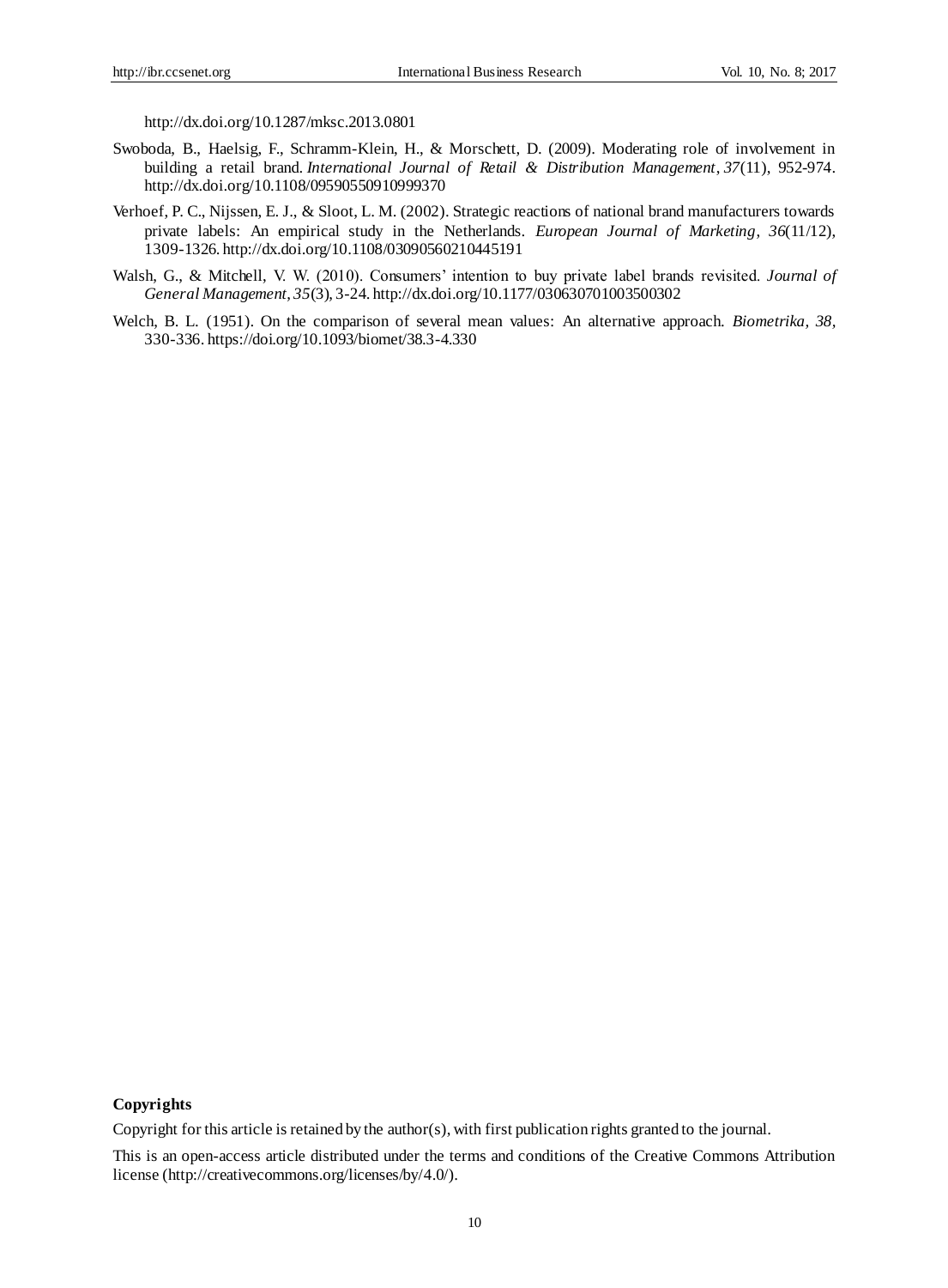http://dx.doi.org/10.1287/mksc.2013.0801

Swoboda, B., Haelsig, F., Schramm-Klein, H., & Morschett, D. (2009). Moderating role of involvement in building a retail brand. *International Journal of Retail & Distribution Management*, *37*(11), 952-974. http://dx.doi.org/10.1108/09590550910999370

Verhoef, P. C., Nijssen, E. J., & Sloot, L. M. (2002). Strategic reactions of national brand manufacturers towards private labels: An empirical study in the Netherlands. *European Journal of Marketing*, *36*(11/12), 1309-1326. http://dx.doi.org/10.1108/03090560210445191

Walsh, G., & Mitchell, V. W. (2010). Consumers' intention to buy private label brands revisited. *Journal of General Management*, *35*(3), 3-24. http://dx.doi.org/10.1177/030630701003500302

Welch, B. L. (1951). On the comparison of several mean values: An alternative approach. *Biometrika, 38,* 330-336. https://doi.org/10.1093/biomet/38.3-4.330

**Copyrights**

Copyright for this article is retained by the author(s), with first publication rights granted to the journal.

This is an open-access article distributed under the terms and conditions of the Creative Commons Attribution license (http://creativecommons.org/licenses/by/4.0/).